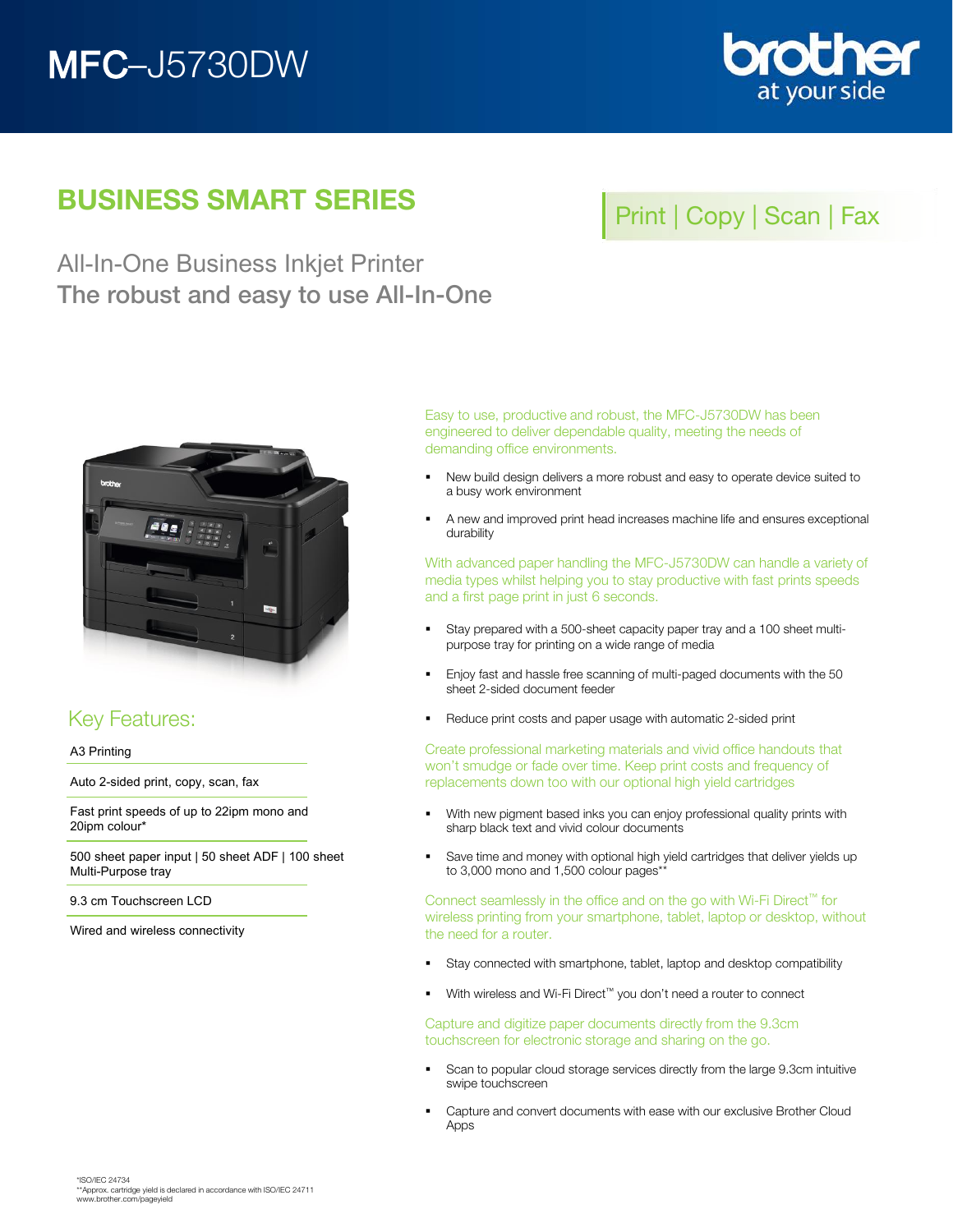# MFC–J5730DW

brother at your side

## BUSINESS SMART SERIES

Print | Copy | Scan | Fax

### All-In-One Business Inkjet Printer
### The robust and easy to use All-In-One

## Key Features:

- A3 Printing
- Auto 2-sided print, copy, scan, fax
- Fast print speeds of up to 22ipm mono and 20ipm colour*
- 500 sheet paper input | 50 sheet ADF | 100 sheet Multi-Purpose tray
- 9.3 cm Touchscreen LCD
- Wired and wireless connectivity

Easy to use, productive and robust, the MFC-J5730DW has been engineered to deliver dependable quality, meeting the needs of demanding office environments.

- New build design delivers a more robust and easy to operate device suited to a busy work environment
- A new and improved print head increases machine life and ensures exceptional durability

With advanced paper handling the MFC-J5730DW can handle a variety of media types whilst helping you to stay productive with fast prints speeds and a first page print in just 6 seconds.

- Stay prepared with a 500-sheet capacity paper tray and a 100 sheet multi-purpose tray for printing on a wide range of media
- Enjoy fast and hassle free scanning of multi-paged documents with the 50 sheet 2-sided document feeder
- Reduce print costs and paper usage with automatic 2-sided print

Create professional marketing materials and vivid office handouts that won't smudge or fade over time. Keep print costs and frequency of replacements down too with our optional high yield cartridges

- With new pigment based inks you can enjoy professional quality prints with sharp black text and vivid colour documents
- Save time and money with optional high yield cartridges that deliver yields up to 3,000 mono and 1,500 colour pages**

Connect seamlessly in the office and on the go with Wi-Fi Direct™ for wireless printing from your smartphone, tablet, laptop or desktop, without the need for a router.

- Stay connected with smartphone, tablet, laptop and desktop compatibility
- With wireless and Wi-Fi Direct™ you don't need a router to connect

Capture and digitize paper documents directly from the 9.3cm touchscreen for electronic storage and sharing on the go.

- Scan to popular cloud storage services directly from the large 9.3cm intuitive swipe touchscreen
- Capture and convert documents with ease with our exclusive Brother Cloud Apps

*ISO/IEC 24734
**Approx. cartridge yield is declared in accordance with ISO/IEC 24711
www.brother.com/pageyield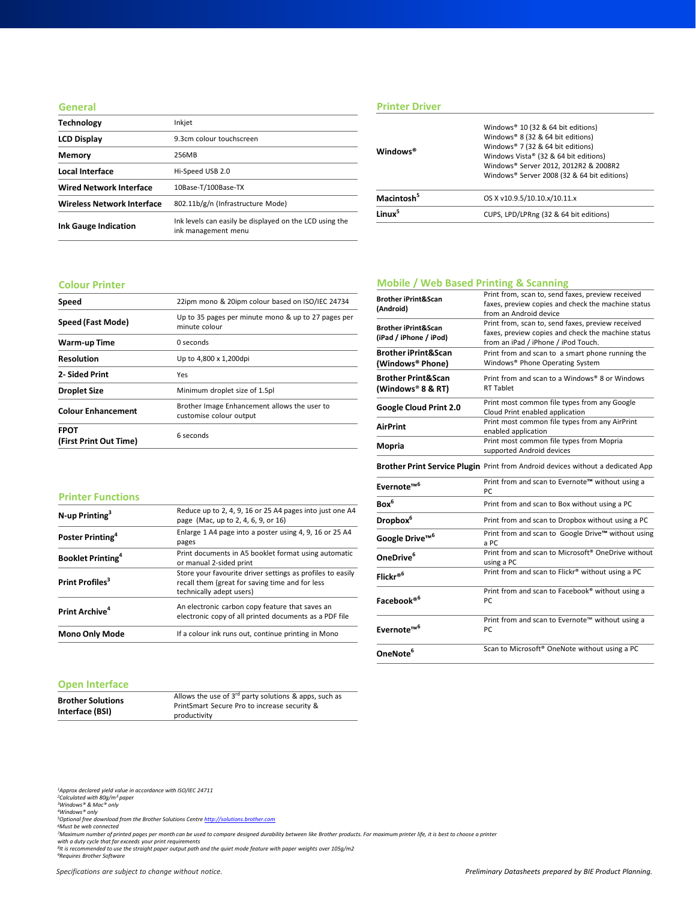## General

| | |
|---|---|
| **Technology** | Inkjet |
| **LCD Display** | 9.3cm colour touchscreen |
| **Memory** | 256MB |
| **Local Interface** | Hi-Speed USB 2.0 |
| **Wired Network Interface** | 10Base-T/100Base-TX |
| **Wireless Network Interface** | 802.11b/g/n (Infrastructure Mode) |
| **Ink Gauge Indication** | Ink levels can easily be displayed on the LCD using the ink management menu |

## Colour Printer

| | |
|---|---|
| **Speed** | 22ipm mono & 20ipm colour based on ISO/IEC 24734 |
| **Speed (Fast Mode)** | Up to 35 pages per minute mono & up to 27 pages per minute colour |
| **Warm-up Time** | 0 seconds |
| **Resolution** | Up to 4,800 x 1,200dpi |
| **2- Sided Print** | Yes |
| **Droplet Size** | Minimum droplet size of 1.5pl |
| **Colour Enhancement** | Brother Image Enhancement allows the user to customise colour output |
| **FPOT (First Print Out Time)** | 6 seconds |

## Printer Functions

| | |
|---|---|
| **N-up Printing**[3] | Reduce up to 2, 4, 9, 16 or 25 A4 pages into just one A4 page (Mac, up to 2, 4, 6, 9, or 16) |
| **Poster Printing**[4] | Enlarge 1 A4 page into a poster using 4, 9, 16 or 25 A4 pages |
| **Booklet Printing**[4] | Print documents in A5 booklet format using automatic or manual 2-sided print |
| **Print Profiles**[3] | Store your favourite driver settings as profiles to easily recall them (great for saving time and for less technically adept users) |
| **Print Archive**[4] | An electronic carbon copy feature that saves an electronic copy of all printed documents as a PDF file |
| **Mono Only Mode** | If a colour ink runs out, continue printing in Mono |

## Open Interface

| | |
|---|---|
| **Brother Solutions Interface (BSI)** | Allows the use of 3rd party solutions & apps, such as PrintSmart Secure Pro to increase security & productivity |

## Printer Driver

| | |
|---|---|
| **Windows®** | Windows® 10 (32 & 64 bit editions)<br>Windows® 8 (32 & 64 bit editions)<br>Windows® 7 (32 & 64 bit editions)<br>Windows Vista® (32 & 64 bit editions)<br>Windows® Server 2012, 2012R2 & 2008R2<br>Windows® Server 2008 (32 & 64 bit editions) |
| **Macintosh**[5] | OS X v10.9.5/10.10.x/10.11.x |
| **Linux**[5] | CUPS, LPD/LPRng (32 & 64 bit editions) |

## Mobile / Web Based Printing & Scanning

| | |
|---|---|
| **Brother iPrint&Scan (Android)** | Print from, scan to, send faxes, preview received faxes, preview copies and check the machine status from an Android device |
| **Brother iPrint&Scan (iPad / iPhone / iPod)** | Print from, scan to, send faxes, preview received faxes, preview copies and check the machine status from an iPad / iPhone / iPod Touch. |
| **Brother iPrint&Scan (Windows® Phone)** | Print from and scan to a smart phone running the Windows® Phone Operating System |
| **Brother Print&Scan (Windows® 8 & RT)** | Print from and scan to a Windows® 8 or Windows RT Tablet |
| **Google Cloud Print 2.0** | Print most common file types from any Google Cloud Print enabled application |
| **AirPrint** | Print most common file types from any AirPrint enabled application |
| **Mopria** | Print most common file types from Mopria supported Android devices |
| **Brother Print Service Plugin** | Print from Android devices without a dedicated App |
| **Evernote™**[6] | Print from and scan to Evernote™ without using a PC |
| **Box**[6] | Print from and scan to Box without using a PC |
| **Dropbox**[6] | Print from and scan to Dropbox without using a PC |
| **Google Drive™**[6] | Print from and scan to Google Drive™ without using a PC |
| **OneDrive**[6] | Print from and scan to Microsoft® OneDrive without using a PC |
| **Flickr®**[6] | Print from and scan to Flickr® without using a PC |
| **Facebook®**[6] | Print from and scan to Facebook® without using a PC |
| **Evernote™**[6] | Print from and scan to Evernote™ without using a PC |
| **OneNote**[6] | Scan to Microsoft® OneNote without using a PC |

*[1]Approx declared yield value in accordance with ISO/IEC 24711*
*[2]Calculated with 80g/m² paper*
*[3]Windows® & Mac® only*
*[4]Windows® only*
*[5]Optional free download from the Brother Solutions Centre http://solutions.brother.com*
*[6]Must be web connected*
*[7]Maximum number of printed pages per month can be used to compare designed durability between like Brother products. For maximum printer life, it is best to choose a printer with a duty cycle that far exceeds your print requirements*
*[8]It is recommended to use the straight paper output path and the quiet mode feature with paper weights over 105g/m2*
*[9]Requires Brother Software*

*Specifications are subject to change without notice.*

*Preliminary Datasheets prepared by BIE Product Planning.*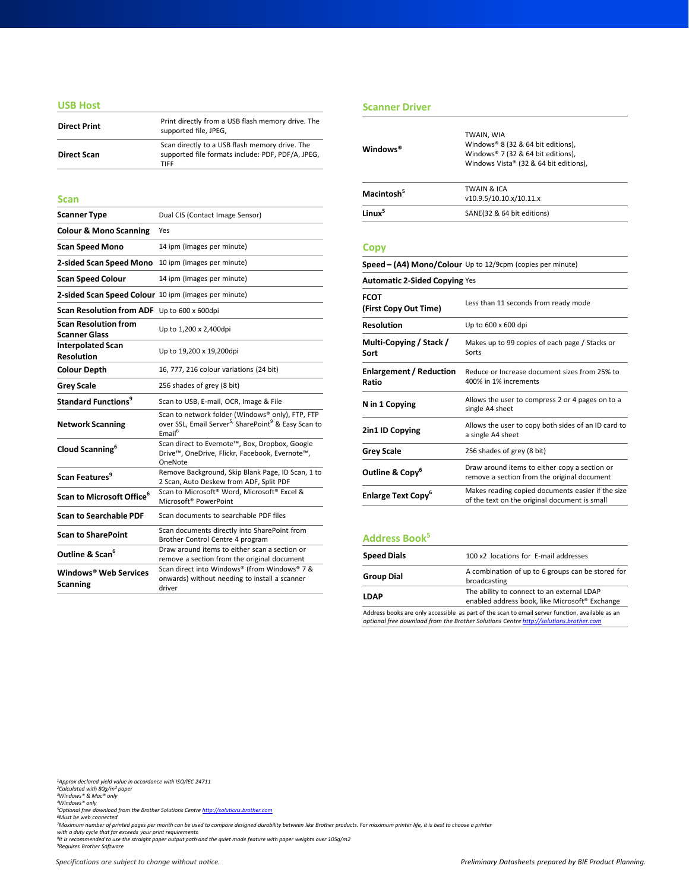## USB Host

| | |
|---|---|
| **Direct Print** | Print directly from a USB flash memory drive. The supported file, JPEG, |
| **Direct Scan** | Scan directly to a USB flash memory drive. The supported file formats include: PDF, PDF/A, JPEG, TIFF |

## Scan

| | |
|---|---|
| **Scanner Type** | Dual CIS (Contact Image Sensor) |
| **Colour & Mono Scanning** | Yes |
| **Scan Speed Mono** | 14 ipm (images per minute) |
| **2-sided Scan Speed Mono** | 10 ipm (images per minute) |
| **Scan Speed Colour** | 14 ipm (images per minute) |
| **2-sided Scan Speed Colour** | 10 ipm (images per minute) |
| **Scan Resolution from ADF** | Up to 600 x 600dpi |
| **Scan Resolution from Scanner Glass** | Up to 1,200 x 2,400dpi |
| **Interpolated Scan Resolution** | Up to 19,200 x 19,200dpi |
| **Colour Depth** | 16, 777, 216 colour variations (24 bit) |
| **Grey Scale** | 256 shades of grey (8 bit) |
| **Standard Functions**[9] | Scan to USB, E-mail, OCR, Image & File |
| **Network Scanning** | Scan to network folder (Windows® only), FTP, FTP over SSL, Email Server[5,] SharePoint[9] & Easy Scan to Email[6] |
| **Cloud Scanning**[6] | Scan direct to Evernote™, Box, Dropbox, Google Drive™, OneDrive, Flickr, Facebook, Evernote™, OneNote |
| **Scan Features**[9] | Remove Background, Skip Blank Page, ID Scan, 1 to 2 Scan, Auto Deskew from ADF, Split PDF |
| **Scan to Microsoft Office**[6] | Scan to Microsoft® Word, Microsoft® Excel & Microsoft® PowerPoint |
| **Scan to Searchable PDF** | Scan documents to searchable PDF files |
| **Scan to SharePoint** | Scan documents directly into SharePoint from Brother Control Centre 4 program |
| **Outline & Scan**[6] | Draw around items to either scan a section or remove a section from the original document |
| **Windows® Web Services Scanning** | Scan direct into Windows® (from Windows® 7 & onwards) without needing to install a scanner driver |

## Scanner Driver

| | |
|---|---|
| **Windows®** | TWAIN, WIA<br>Windows® 8 (32 & 64 bit editions),<br>Windows® 7 (32 & 64 bit editions),<br>Windows Vista® (32 & 64 bit editions), |
| **Macintosh**[5] | TWAIN & ICA<br>v10.9.5/10.10.x/10.11.x |
| **Linux**[5] | SANE(32 & 64 bit editions) |

## Copy

| | |
|---|---|
| **Speed – (A4) Mono/Colour** | Up to 12/9cpm (copies per minute) |
| **Automatic 2-Sided Copying** | Yes |
| **FCOT (First Copy Out Time)** | Less than 11 seconds from ready mode |
| **Resolution** | Up to 600 x 600 dpi |
| **Multi-Copying / Stack / Sort** | Makes up to 99 copies of each page / Stacks or Sorts |
| **Enlargement / Reduction Ratio** | Reduce or Increase document sizes from 25% to 400% in 1% increments |
| **N in 1 Copying** | Allows the user to compress 2 or 4 pages on to a single A4 sheet |
| **2in1 ID Copying** | Allows the user to copy both sides of an ID card to a single A4 sheet |
| **Grey Scale** | 256 shades of grey (8 bit) |
| **Outline & Copy**[6] | Draw around items to either copy a section or remove a section from the original document |
| **Enlarge Text Copy**[6] | Makes reading copied documents easier if the size of the text on the original document is small |

## Address Book[5]

| | |
|---|---|
| **Speed Dials** | 100 x2 locations for E-mail addresses |
| **Group Dial** | A combination of up to 6 groups can be stored for broadcasting |
| **LDAP** | The ability to connect to an external LDAP enabled address book, like Microsoft® Exchange |

*Address books are only accessible as part of the scan to email server function, available as an optional free download from the Brother Solutions Centre http://solutions.brother.com*

*[1]Approx declared yield value in accordance with ISO/IEC 24711*
*[2]Calculated with 80g/m² paper*
*[3]Windows® & Mac® only*
*[4]Windows® only*
*[5]Optional free download from the Brother Solutions Centre http://solutions.brother.com*
*[6]Must be web connected*
*[7]Maximum number of printed pages per month can be used to compare designed durability between like Brother products. For maximum printer life, it is best to choose a printer with a duty cycle that far exceeds your print requirements*
*[8]It is recommended to use the straight paper output path and the quiet mode feature with paper weights over 105g/m2*
*[9]Requires Brother Software*

*Specifications are subject to change without notice.*

*Preliminary Datasheets prepared by BIE Product Planning.*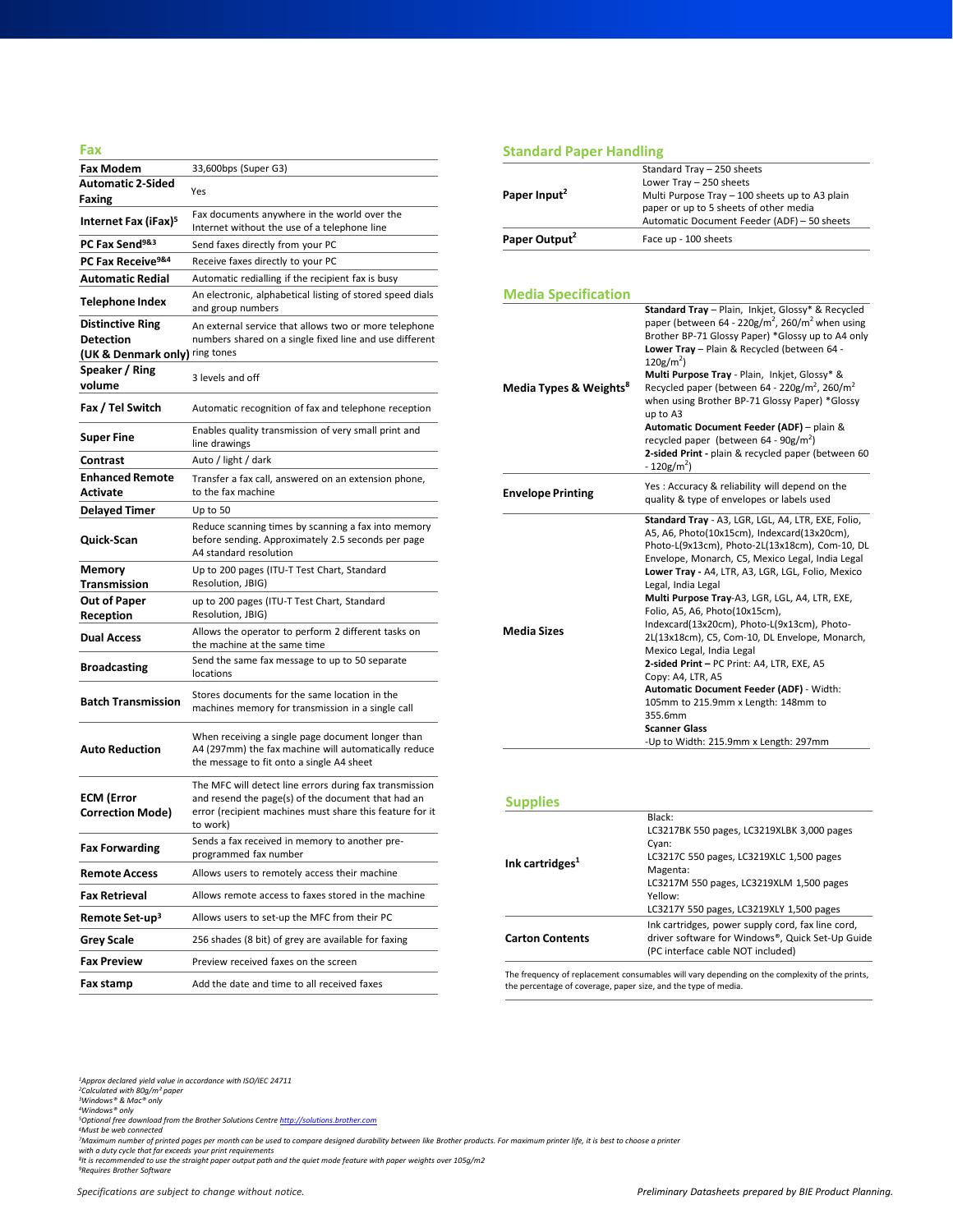## Fax

| | |
|---|---|
| **Fax Modem** | 33,600bps (Super G3) |
| **Automatic 2-Sided Faxing** | Yes |
| **Internet Fax (iFax)[5]** | Fax documents anywhere in the world over the Internet without the use of a telephone line |
| **PC Fax Send[9&3]** | Send faxes directly from your PC |
| **PC Fax Receive[9&4]** | Receive faxes directly to your PC |
| **Automatic Redial** | Automatic redialling if the recipient fax is busy |
| **Telephone Index** | An electronic, alphabetical listing of stored speed dials and group numbers |
| **Distinctive Ring Detection (UK & Denmark only)** | An external service that allows two or more telephone numbers shared on a single fixed line and use different ring tones |
| **Speaker / Ring volume** | 3 levels and off |
| **Fax / Tel Switch** | Automatic recognition of fax and telephone reception |
| **Super Fine** | Enables quality transmission of very small print and line drawings |
| **Contrast** | Auto / light / dark |
| **Enhanced Remote Activate** | Transfer a fax call, answered on an extension phone, to the fax machine |
| **Delayed Timer** | Up to 50 |
| **Quick-Scan** | Reduce scanning times by scanning a fax into memory before sending. Approximately 2.5 seconds per page A4 standard resolution |
| **Memory Transmission** | Up to 200 pages (ITU-T Test Chart, Standard Resolution, JBIG) |
| **Out of Paper Reception** | up to 200 pages (ITU-T Test Chart, Standard Resolution, JBIG) |
| **Dual Access** | Allows the operator to perform 2 different tasks on the machine at the same time |
| **Broadcasting** | Send the same fax message to up to 50 separate locations |
| **Batch Transmission** | Stores documents for the same location in the machines memory for transmission in a single call |
| **Auto Reduction** | When receiving a single page document longer than A4 (297mm) the fax machine will automatically reduce the message to fit onto a single A4 sheet |
| **ECM (Error Correction Mode)** | The MFC will detect line errors during fax transmission and resend the page(s) of the document that had an error (recipient machines must share this feature for it to work) |
| **Fax Forwarding** | Sends a fax received in memory to another pre-programmed fax number |
| **Remote Access** | Allows users to remotely access their machine |
| **Fax Retrieval** | Allows remote access to faxes stored in the machine |
| **Remote Set-up[3]** | Allows users to set-up the MFC from their PC |
| **Grey Scale** | 256 shades (8 bit) of grey are available for faxing |
| **Fax Preview** | Preview received faxes on the screen |
| **Fax stamp** | Add the date and time to all received faxes |

## Standard Paper Handling

| | |
|---|---|
| **Paper Input[2]** | Standard Tray – 250 sheets<br>Lower Tray – 250 sheets<br>Multi Purpose Tray – 100 sheets up to A3 plain paper or up to 5 sheets of other media<br>Automatic Document Feeder (ADF) – 50 sheets |
| **Paper Output[2]** | Face up - 100 sheets |

## Media Specification

| | |
|---|---|
| **Media Types & Weights[8]** | **Standard Tray** – Plain, Inkjet, Glossy* & Recycled paper (between 64 - 220g/m², 260/m² when using Brother BP-71 Glossy Paper) *Glossy up to A4 only<br>**Lower Tray** – Plain & Recycled (between 64 - 120g/m²)<br>**Multi Purpose Tray** - Plain, Inkjet, Glossy* & Recycled paper (between 64 - 220g/m², 260/m² when using Brother BP-71 Glossy Paper) *Glossy up to A3<br>**Automatic Document Feeder (ADF)** – plain & recycled paper (between 64 - 90g/m²)<br>**2-sided Print** - plain & recycled paper (between 60 - 120g/m²) |
| **Envelope Printing** | Yes : Accuracy & reliability will depend on the quality & type of envelopes or labels used |
| **Media Sizes** | **Standard Tray** - A3, LGR, LGL, A4, LTR, EXE, Folio, A5, A6, Photo(10x15cm), Indexcard(13x20cm), Photo-L(9x13cm), Photo-2L(13x18cm), Com-10, DL Envelope, Monarch, C5, Mexico Legal, India Legal<br>**Lower Tray -** A4, LTR, A3, LGR, LGL, Folio, Mexico Legal, India Legal<br>**Multi Purpose Tray**-A3, LGR, LGL, A4, LTR, EXE, Folio, A5, A6, Photo(10x15cm), Indexcard(13x20cm), Photo-L(9x13cm), Photo-2L(13x18cm), C5, Com-10, DL Envelope, Monarch, Mexico Legal, India Legal<br>**2-sided Print –** PC Print: A4, LTR, EXE, A5<br>Copy: A4, LTR, A5<br>**Automatic Document Feeder (ADF)** - Width: 105mm to 215.9mm x Length: 148mm to 355.6mm<br>**Scanner Glass**<br>-Up to Width: 215.9mm x Length: 297mm |

## Supplies

| | |
|---|---|
| **Ink cartridges[1]** | Black:<br>LC3217BK 550 pages, LC3219XLBK 3,000 pages<br>Cyan:<br>LC3217C 550 pages, LC3219XLC 1,500 pages<br>Magenta:<br>LC3217M 550 pages, LC3219XLM 1,500 pages<br>Yellow:<br>LC3217Y 550 pages, LC3219XLY 1,500 pages |
| **Carton Contents** | Ink cartridges, power supply cord, fax line cord, driver software for Windows®, Quick Set-Up Guide (PC interface cable NOT included) |

The frequency of replacement consumables will vary depending on the complexity of the prints, the percentage of coverage, paper size, and the type of media.

*[1]Approx declared yield value in accordance with ISO/IEC 24711*
*[2]Calculated with 80g/m² paper*
*[3]Windows® & Mac® only*
*[4]Windows® only*
*[5]Optional free download from the Brother Solutions Centre http://solutions.brother.com*
*[6]Must be web connected*
*[7]Maximum number of printed pages per month can be used to compare designed durability between like Brother products. For maximum printer life, it is best to choose a printer with a duty cycle that far exceeds your print requirements*
*[8]It is recommended to use the straight paper output path and the quiet mode feature with paper weights over 105g/m2*
*[9]Requires Brother Software*

*Specifications are subject to change without notice.*

*Preliminary Datasheets prepared by BIE Product Planning.*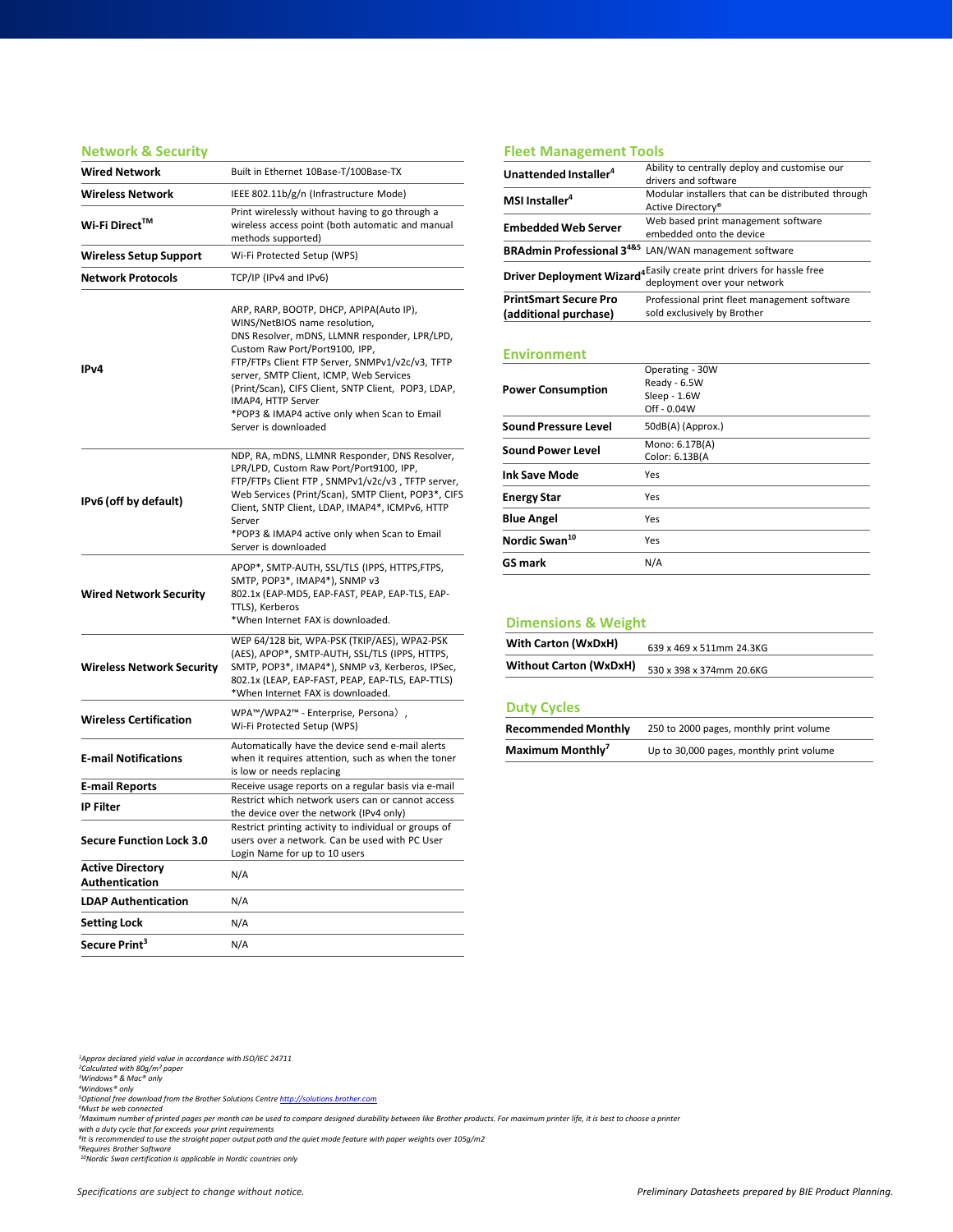## Network & Security

| | |
|---|---|
| **Wired Network** | Built in Ethernet 10Base-T/100Base-TX |
| **Wireless Network** | IEEE 802.11b/g/n (Infrastructure Mode) |
| **Wi-Fi Direct™** | Print wirelessly without having to go through a wireless access point (both automatic and manual methods supported) |
| **Wireless Setup Support** | Wi-Fi Protected Setup (WPS) |
| **Network Protocols** | TCP/IP (IPv4 and IPv6) |
| **IPv4** | ARP, RARP, BOOTP, DHCP, APIPA(Auto IP), WINS/NetBIOS name resolution, DNS Resolver, mDNS, LLMNR responder, LPR/LPD, Custom Raw Port/Port9100, IPP, FTP/FTPs Client FTP Server, SNMPv1/v2c/v3, TFTP server, SMTP Client, ICMP, Web Services (Print/Scan), CIFS Client, SNTP Client, POP3, LDAP, IMAP4, HTTP Server<br>*POP3 & IMAP4 active only when Scan to Email Server is downloaded |
| **IPv6 (off by default)** | NDP, RA, mDNS, LLMNR Responder, DNS Resolver, LPR/LPD, Custom Raw Port/Port9100, IPP, FTP/FTPs Client FTP , SNMPv1/v2c/v3 , TFTP server, Web Services (Print/Scan), SMTP Client, POP3*, CIFS Client, SNTP Client, LDAP, IMAP4*, ICMPv6, HTTP Server<br>*POP3 & IMAP4 active only when Scan to Email Server is downloaded |
| **Wired Network Security** | APOP*, SMTP-AUTH, SSL/TLS (IPPS, HTTPS,FTPS, SMTP, POP3*, IMAP4*), SNMP v3 802.1x (EAP-MD5, EAP-FAST, PEAP, EAP-TLS, EAP-TTLS), Kerberos<br>*When Internet FAX is downloaded. |
| **Wireless Network Security** | WEP 64/128 bit, WPA-PSK (TKIP/AES), WPA2-PSK (AES), APOP*, SMTP-AUTH, SSL/TLS (IPPS, HTTPS, SMTP, POP3*, IMAP4*), SNMP v3, Kerberos, IPSec, 802.1x (LEAP, EAP-FAST, PEAP, EAP-TLS, EAP-TTLS)<br>*When Internet FAX is downloaded. |
| **Wireless Certification** | WPA™/WPA2™ - Enterprise, Persona）, Wi-Fi Protected Setup (WPS) |
| **E-mail Notifications** | Automatically have the device send e-mail alerts when it requires attention, such as when the toner is low or needs replacing |
| **E-mail Reports** | Receive usage reports on a regular basis via e-mail |
| **IP Filter** | Restrict which network users can or cannot access the device over the network (IPv4 only) |
| **Secure Function Lock 3.0** | Restrict printing activity to individual or groups of users over a network. Can be used with PC User Login Name for up to 10 users |
| **Active Directory Authentication** | N/A |
| **LDAP Authentication** | N/A |
| **Setting Lock** | N/A |
| **Secure Print[3]** | N/A |

## Fleet Management Tools

| | |
|---|---|
| **Unattended Installer[4]** | Ability to centrally deploy and customise our drivers and software |
| **MSI Installer[4]** | Modular installers that can be distributed through Active Directory® |
| **Embedded Web Server** | Web based print management software embedded onto the device |
| **BRAdmin Professional 3[4&5]** | LAN/WAN management software |
| **Driver Deployment Wizard[4]** | Easily create print drivers for hassle free deployment over your network |
| **PrintSmart Secure Pro (additional purchase)** | Professional print fleet management software sold exclusively by Brother |

## Environment

| | |
|---|---|
| **Power Consumption** | Operating - 30W<br>Ready - 6.5W<br>Sleep - 1.6W<br>Off - 0.04W |
| **Sound Pressure Level** | 50dB(A) (Approx.) |
| **Sound Power Level** | Mono: 6.17B(A)<br>Color: 6.13B(A |
| **Ink Save Mode** | Yes |
| **Energy Star** | Yes |
| **Blue Angel** | Yes |
| **Nordic Swan[10]** | Yes |
| **GS mark** | N/A |

## Dimensions & Weight

| | |
|---|---|
| **With Carton (WxDxH)** | 639 x 469 x 511mm 24.3KG |
| **Without Carton (WxDxH)** | 530 x 398 x 374mm 20.6KG |

## Duty Cycles

| | |
|---|---|
| **Recommended Monthly** | 250 to 2000 pages, monthly print volume |
| **Maximum Monthly[7]** | Up to 30,000 pages, monthly print volume |

*[1]Approx declared yield value in accordance with ISO/IEC 24711*
*[2]Calculated with 80g/m² paper*
*[3]Windows® & Mac® only*
*[4]Windows® only*
*[5]Optional free download from the Brother Solutions Centre http://solutions.brother.com*
*[6]Must be web connected*
*[7]Maximum number of printed pages per month can be used to compare designed durability between like Brother products. For maximum printer life, it is best to choose a printer with a duty cycle that far exceeds your print requirements*
*[8]It is recommended to use the straight paper output path and the quiet mode feature with paper weights over 105g/m2*
*[9]Requires Brother Software*
*[10]Nordic Swan certification is applicable in Nordic countries only*

*Specifications are subject to change without notice.*

*Preliminary Datasheets prepared by BIE Product Planning.*